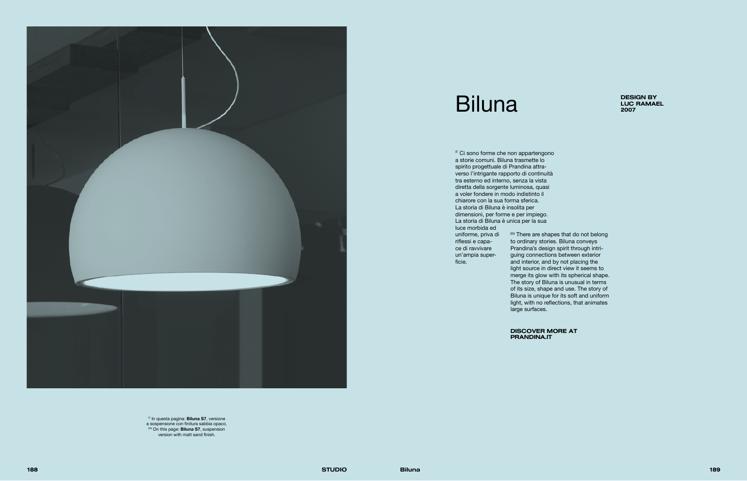# Biluna

**DESIGN BY LUC RAMAEL 2007**

IT Ci sono forme che non appartengono a storie comuni. Biluna trasmette lo spirito progettuale di Prandina attraverso l'intrigante rapporto di continuità tra esterno ed interno, senza la vista diretta della sorgente luminosa, quasi a voler fondere in modo indistinto il chiarore con la sua forma sferica. La storia di Biluna è insolita per dimensioni, per forme e per impiego. La storia di Biluna è unica per la sua luce morbida ed uniforme, priva di riflessi e capace di ravvivare un'ampia superficie.

EN There are shapes that do not belong to ordinary stories. Biluna conveys Prandina's design spirit through intriguing connections between exterior and interior, and by not placing the light source in direct view it seems to merge its glow with its spherical shape. The story of Biluna is unusual in terms of its size, shape and use. The story of Biluna is unique for its soft and uniform light, with no reflections, that animates large surfaces.

**DISCOVER MORE AT PRANDINA.IT**

IT In questa pagina: **Biluna S7**, versione a sospensione con finitura sabbia opaco.
EN On this page: **Biluna S7**, suspension version with matt sand finish.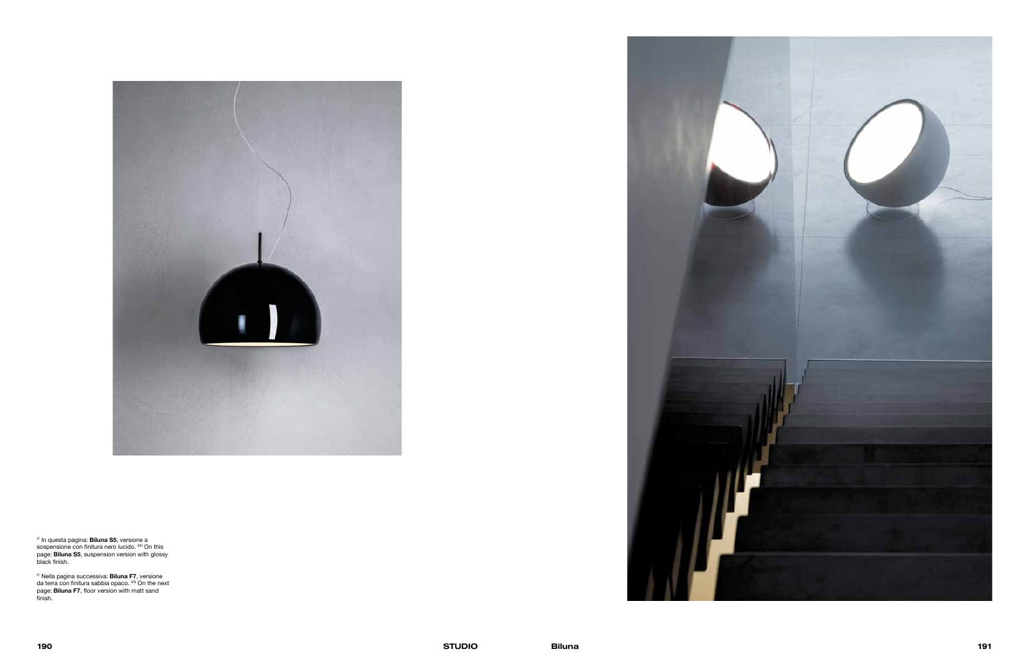IT In questa pagina: **Biluna S5**, versione a sospensione con finitura nero lucido. EN On this page: **Biluna S5**, suspension version with glossy black finish.

IT Nella pagina successiva: **Biluna F7**, versione da terra con finitura sabbia opaco. EN On the next page: **Biluna F7**, floor version with matt sand finish.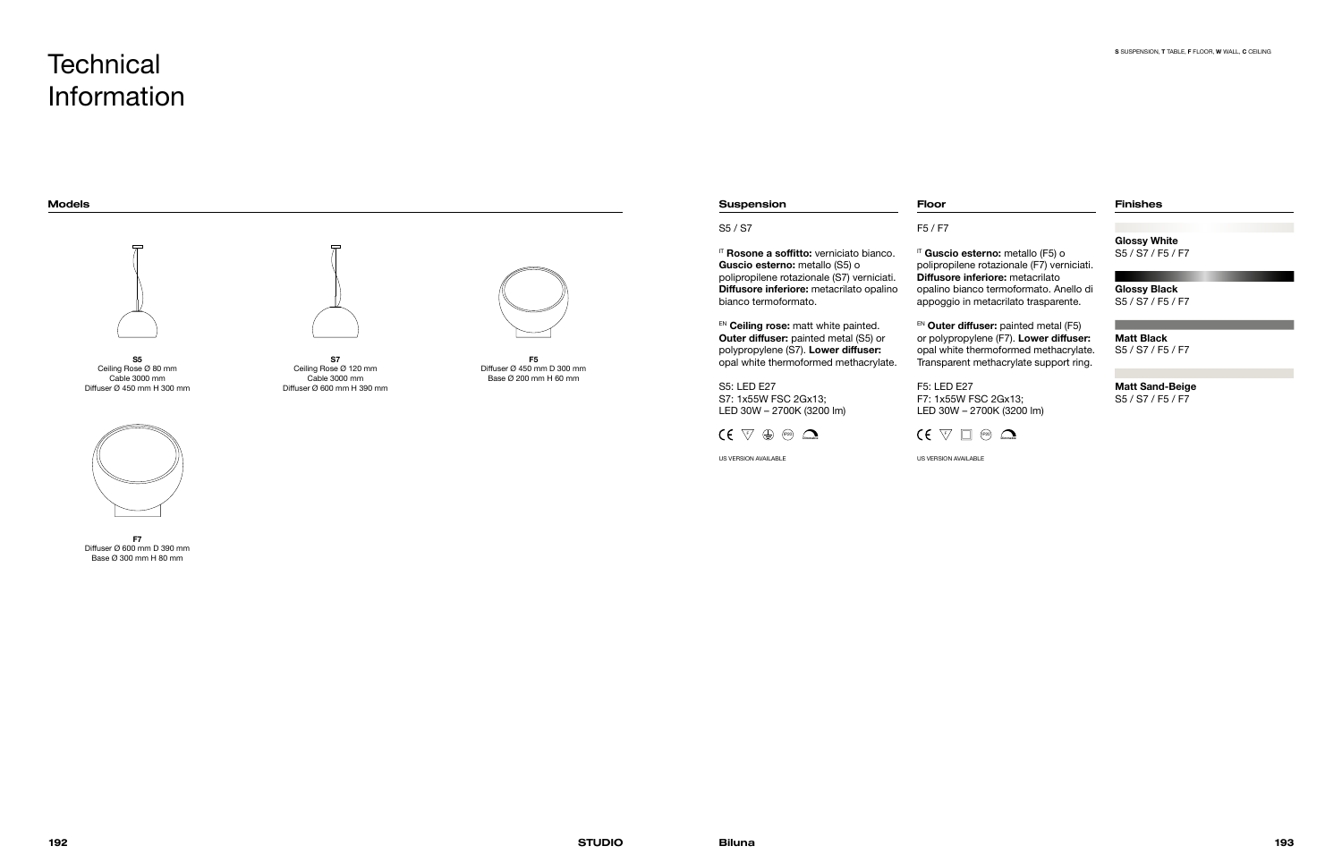# Technical Information

**S** SUSPENSION, **T** TABLE, **F** FLOOR, **W** WALL, **C** CEILING

## Models

**S5**
Ceiling Rose Ø 80 mm
Cable 3000 mm
Diffuser Ø 450 mm H 300 mm

**S7**
Ceiling Rose Ø 120 mm
Cable 3000 mm
Diffuser Ø 600 mm H 390 mm

**F5**
Diffuser Ø 450 mm D 300 mm
Base Ø 200 mm H 60 mm

**F7**
Diffuser Ø 600 mm D 390 mm
Base Ø 300 mm H 80 mm

## Suspension

S5 / S7

IT **Rosone a soffitto:** verniciato bianco. **Guscio esterno:** metallo (S5) o polipropilene rotazionale (S7) verniciati. **Diffusore inferiore:** metacrilato opalino bianco termoformato.

EN **Ceiling rose:** matt white painted. **Outer diffuser:** painted metal (S5) or polypropylene (S7). **Lower diffuser:** opal white thermoformed methacrylate.

S5: LED E27
S7: 1x55W FSC 2Gx13;
LED 30W – 2700K (3200 lm)

US VERSION AVAILABLE

## Floor

F5 / F7

IT **Guscio esterno:** metallo (F5) o polipropilene rotazionale (F7) verniciati. **Diffusore inferiore:** metacrilato opalino bianco termoformato. Anello di appoggio in metacrilato trasparente.

EN **Outer diffuser:** painted metal (F5) or polypropylene (F7). **Lower diffuser:** opal white thermoformed methacrylate. Transparent methacrylate support ring.

F5: LED E27
F7: 1x55W FSC 2Gx13;
LED 30W – 2700K (3200 lm)

US VERSION AVAILABLE

## Finishes

**Glossy White**
S5 / S7 / F5 / F7

**Glossy Black**
S5 / S7 / F5 / F7

**Matt Black**
S5 / S7 / F5 / F7

**Matt Sand-Beige**
S5 / S7 / F5 / F7

STUDIO

Biluna